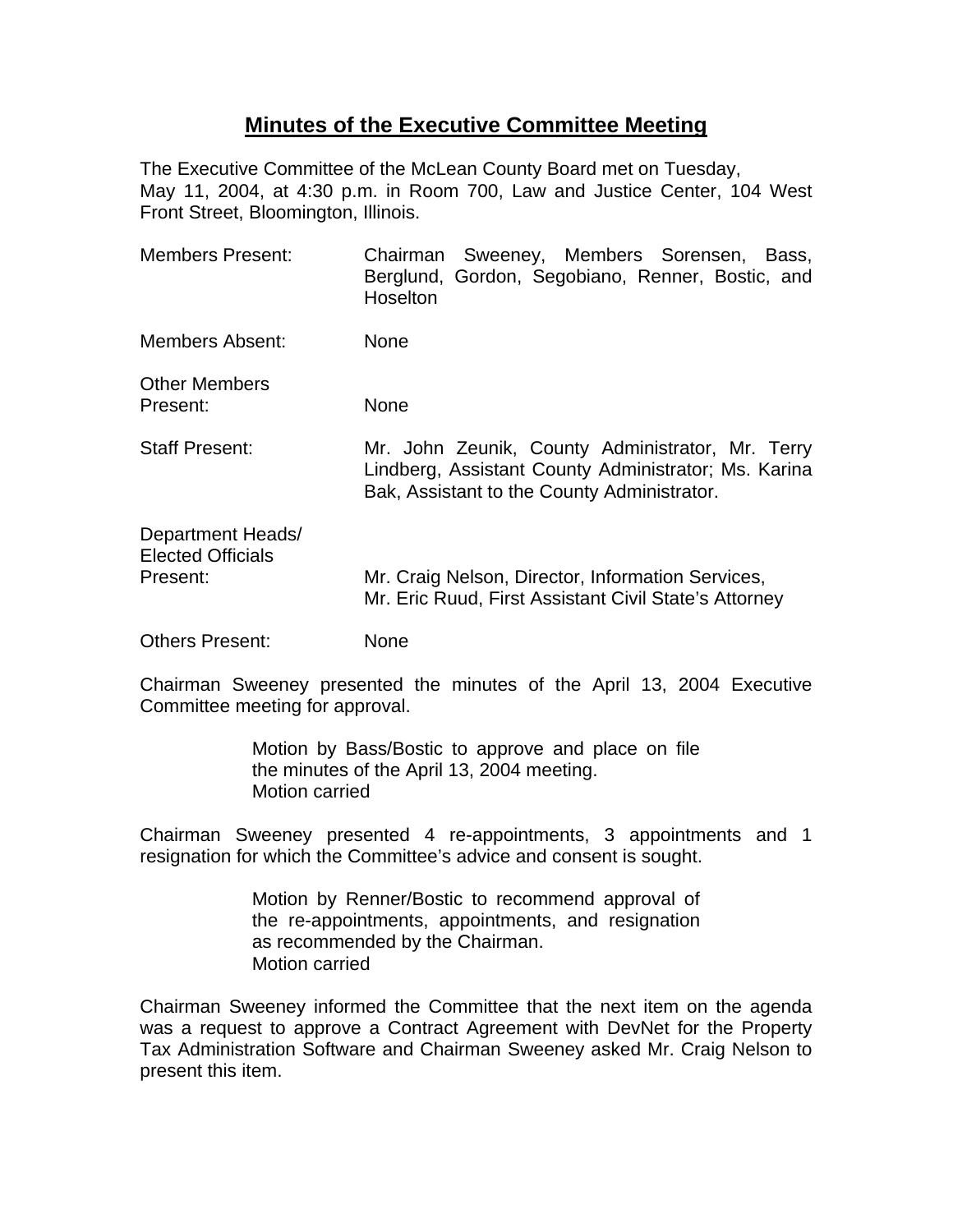# Minutes of the Executive Committee Meeting

The Executive Committee of the McLean County Board met on Tuesday, May 11, 2004, at 4:30 p.m. in Room 700, Law and Justice Center, 104 West Front Street, Bloomington, Illinois.

| | |
|---|---|
| Members Present: | Chairman Sweeney, Members Sorensen, Bass, Berglund, Gordon, Segobiano, Renner, Bostic, and Hoselton |
| Members Absent: | None |
| Other Members Present: | None |
| Staff Present: | Mr. John Zeunik, County Administrator, Mr. Terry Lindberg, Assistant County Administrator; Ms. Karina Bak, Assistant to the County Administrator. |
| Department Heads/ Elected Officials Present: | Mr. Craig Nelson, Director, Information Services, Mr. Eric Ruud, First Assistant Civil State's Attorney |
| Others Present: | None |

Chairman Sweeney presented the minutes of the April 13, 2004 Executive Committee meeting for approval.

> Motion by Bass/Bostic to approve and place on file the minutes of the April 13, 2004 meeting.
> Motion carried

Chairman Sweeney presented 4 re-appointments, 3 appointments and 1 resignation for which the Committee's advice and consent is sought.

> Motion by Renner/Bostic to recommend approval of the re-appointments, appointments, and resignation as recommended by the Chairman.
> Motion carried

Chairman Sweeney informed the Committee that the next item on the agenda was a request to approve a Contract Agreement with DevNet for the Property Tax Administration Software and Chairman Sweeney asked Mr. Craig Nelson to present this item.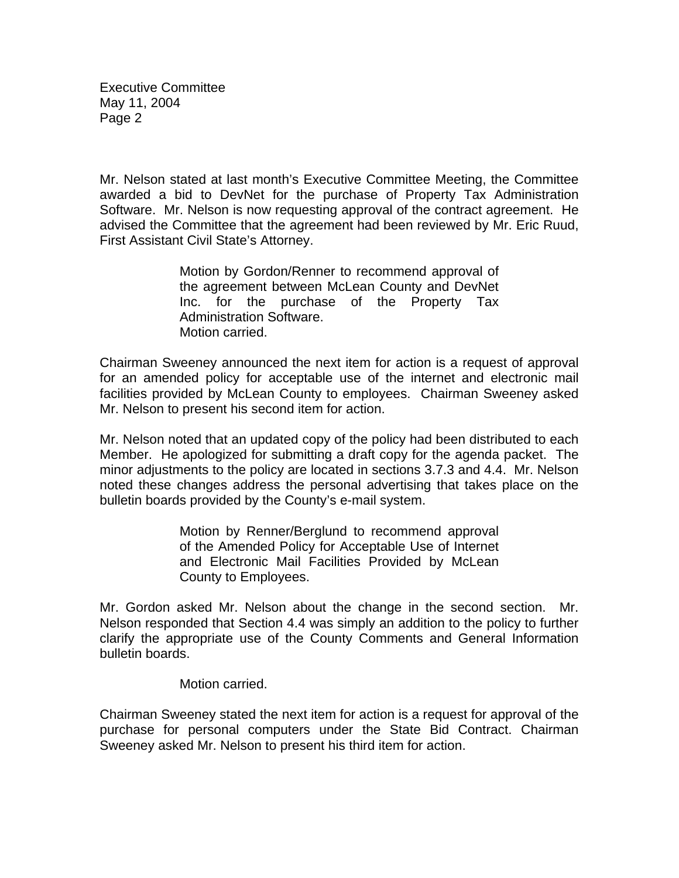Mr. Nelson stated at last month's Executive Committee Meeting, the Committee awarded a bid to DevNet for the purchase of Property Tax Administration Software. Mr. Nelson is now requesting approval of the contract agreement. He advised the Committee that the agreement had been reviewed by Mr. Eric Ruud, First Assistant Civil State's Attorney.

> Motion by Gordon/Renner to recommend approval of the agreement between McLean County and DevNet Inc. for the purchase of the Property Tax Administration Software.
> Motion carried.

Chairman Sweeney announced the next item for action is a request of approval for an amended policy for acceptable use of the internet and electronic mail facilities provided by McLean County to employees. Chairman Sweeney asked Mr. Nelson to present his second item for action.

Mr. Nelson noted that an updated copy of the policy had been distributed to each Member. He apologized for submitting a draft copy for the agenda packet. The minor adjustments to the policy are located in sections 3.7.3 and 4.4. Mr. Nelson noted these changes address the personal advertising that takes place on the bulletin boards provided by the County's e-mail system.

> Motion by Renner/Berglund to recommend approval of the Amended Policy for Acceptable Use of Internet and Electronic Mail Facilities Provided by McLean County to Employees.

Mr. Gordon asked Mr. Nelson about the change in the second section. Mr. Nelson responded that Section 4.4 was simply an addition to the policy to further clarify the appropriate use of the County Comments and General Information bulletin boards.

> Motion carried.

Chairman Sweeney stated the next item for action is a request for approval of the purchase for personal computers under the State Bid Contract. Chairman Sweeney asked Mr. Nelson to present his third item for action.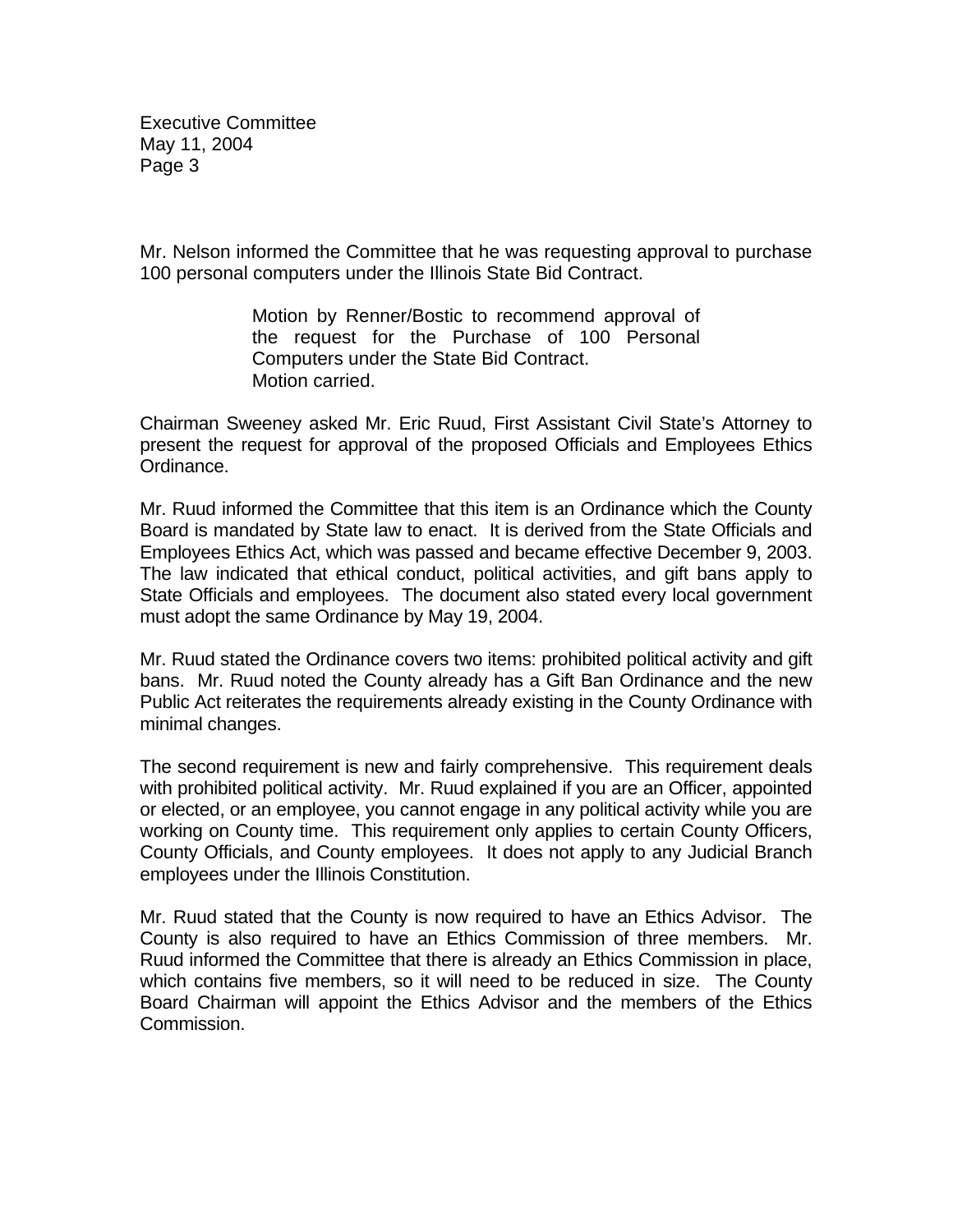Mr. Nelson informed the Committee that he was requesting approval to purchase 100 personal computers under the Illinois State Bid Contract.

> Motion by Renner/Bostic to recommend approval of the request for the Purchase of 100 Personal Computers under the State Bid Contract.
> Motion carried.

Chairman Sweeney asked Mr. Eric Ruud, First Assistant Civil State's Attorney to present the request for approval of the proposed Officials and Employees Ethics Ordinance.

Mr. Ruud informed the Committee that this item is an Ordinance which the County Board is mandated by State law to enact. It is derived from the State Officials and Employees Ethics Act, which was passed and became effective December 9, 2003. The law indicated that ethical conduct, political activities, and gift bans apply to State Officials and employees. The document also stated every local government must adopt the same Ordinance by May 19, 2004.

Mr. Ruud stated the Ordinance covers two items: prohibited political activity and gift bans. Mr. Ruud noted the County already has a Gift Ban Ordinance and the new Public Act reiterates the requirements already existing in the County Ordinance with minimal changes.

The second requirement is new and fairly comprehensive. This requirement deals with prohibited political activity. Mr. Ruud explained if you are an Officer, appointed or elected, or an employee, you cannot engage in any political activity while you are working on County time. This requirement only applies to certain County Officers, County Officials, and County employees. It does not apply to any Judicial Branch employees under the Illinois Constitution.

Mr. Ruud stated that the County is now required to have an Ethics Advisor. The County is also required to have an Ethics Commission of three members. Mr. Ruud informed the Committee that there is already an Ethics Commission in place, which contains five members, so it will need to be reduced in size. The County Board Chairman will appoint the Ethics Advisor and the members of the Ethics Commission.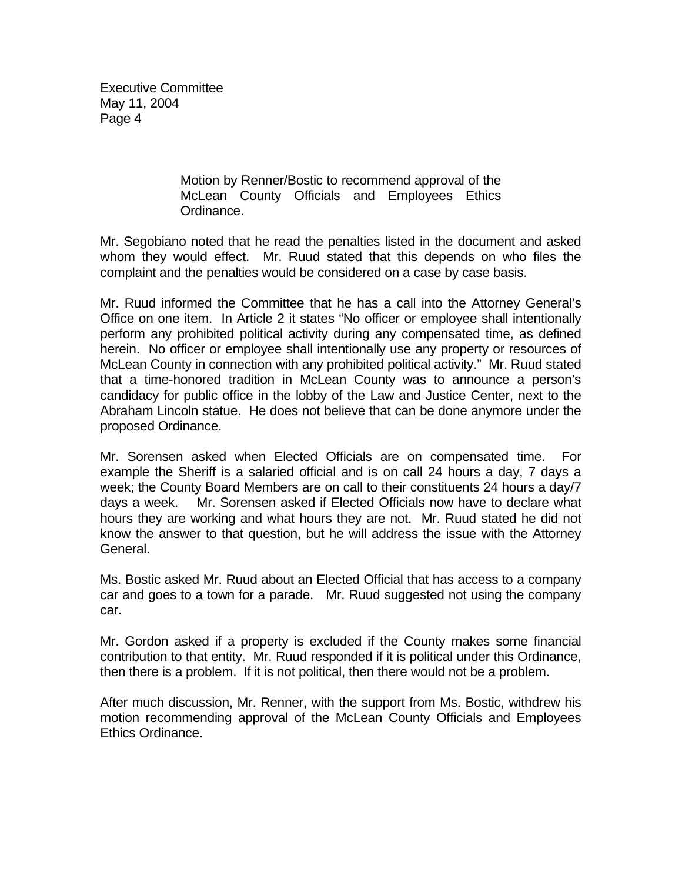Motion by Renner/Bostic to recommend approval of the McLean County Officials and Employees Ethics Ordinance.

Mr. Segobiano noted that he read the penalties listed in the document and asked whom they would effect. Mr. Ruud stated that this depends on who files the complaint and the penalties would be considered on a case by case basis.

Mr. Ruud informed the Committee that he has a call into the Attorney General's Office on one item. In Article 2 it states "No officer or employee shall intentionally perform any prohibited political activity during any compensated time, as defined herein. No officer or employee shall intentionally use any property or resources of McLean County in connection with any prohibited political activity." Mr. Ruud stated that a time-honored tradition in McLean County was to announce a person's candidacy for public office in the lobby of the Law and Justice Center, next to the Abraham Lincoln statue. He does not believe that can be done anymore under the proposed Ordinance.

Mr. Sorensen asked when Elected Officials are on compensated time. For example the Sheriff is a salaried official and is on call 24 hours a day, 7 days a week; the County Board Members are on call to their constituents 24 hours a day/7 days a week. Mr. Sorensen asked if Elected Officials now have to declare what hours they are working and what hours they are not. Mr. Ruud stated he did not know the answer to that question, but he will address the issue with the Attorney General.

Ms. Bostic asked Mr. Ruud about an Elected Official that has access to a company car and goes to a town for a parade. Mr. Ruud suggested not using the company car.

Mr. Gordon asked if a property is excluded if the County makes some financial contribution to that entity. Mr. Ruud responded if it is political under this Ordinance, then there is a problem. If it is not political, then there would not be a problem.

After much discussion, Mr. Renner, with the support from Ms. Bostic, withdrew his motion recommending approval of the McLean County Officials and Employees Ethics Ordinance.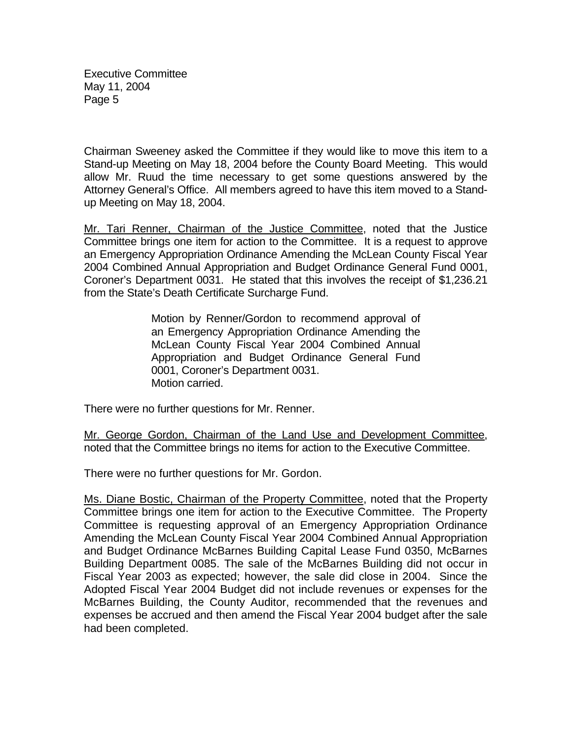Chairman Sweeney asked the Committee if they would like to move this item to a Stand-up Meeting on May 18, 2004 before the County Board Meeting. This would allow Mr. Ruud the time necessary to get some questions answered by the Attorney General's Office. All members agreed to have this item moved to a Stand-up Meeting on May 18, 2004.

<u>Mr. Tari Renner, Chairman of the Justice Committee</u>, noted that the Justice Committee brings one item for action to the Committee. It is a request to approve an Emergency Appropriation Ordinance Amending the McLean County Fiscal Year 2004 Combined Annual Appropriation and Budget Ordinance General Fund 0001, Coroner's Department 0031. He stated that this involves the receipt of $1,236.21 from the State's Death Certificate Surcharge Fund.

> Motion by Renner/Gordon to recommend approval of an Emergency Appropriation Ordinance Amending the McLean County Fiscal Year 2004 Combined Annual Appropriation and Budget Ordinance General Fund 0001, Coroner's Department 0031.
> Motion carried.

There were no further questions for Mr. Renner.

<u>Mr. George Gordon, Chairman of the Land Use and Development Committee</u>, noted that the Committee brings no items for action to the Executive Committee.

There were no further questions for Mr. Gordon.

<u>Ms. Diane Bostic, Chairman of the Property Committee</u>, noted that the Property Committee brings one item for action to the Executive Committee. The Property Committee is requesting approval of an Emergency Appropriation Ordinance Amending the McLean County Fiscal Year 2004 Combined Annual Appropriation and Budget Ordinance McBarnes Building Capital Lease Fund 0350, McBarnes Building Department 0085. The sale of the McBarnes Building did not occur in Fiscal Year 2003 as expected; however, the sale did close in 2004. Since the Adopted Fiscal Year 2004 Budget did not include revenues or expenses for the McBarnes Building, the County Auditor, recommended that the revenues and expenses be accrued and then amend the Fiscal Year 2004 budget after the sale had been completed.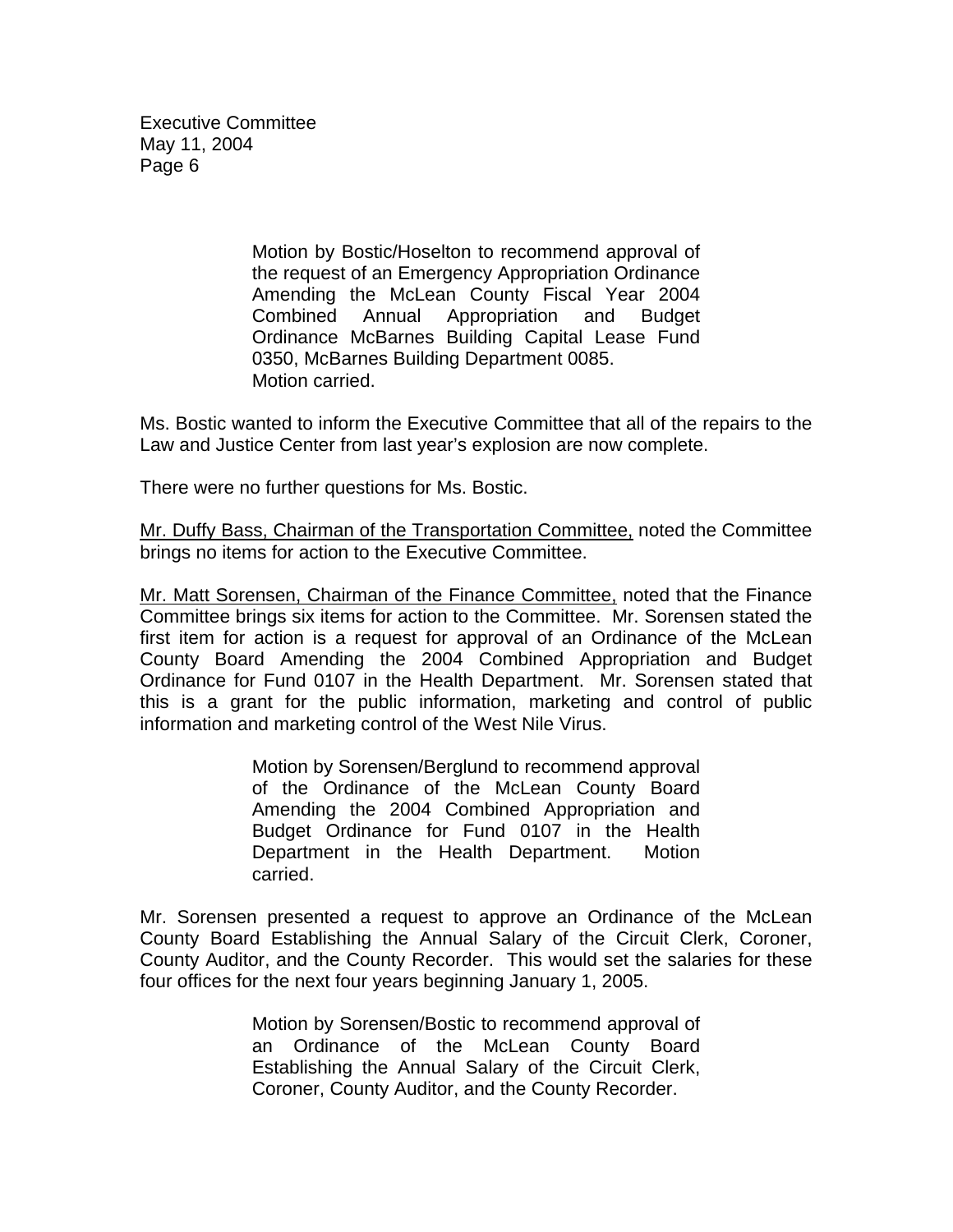Motion by Bostic/Hoselton to recommend approval of the request of an Emergency Appropriation Ordinance Amending the McLean County Fiscal Year 2004 Combined Annual Appropriation and Budget Ordinance McBarnes Building Capital Lease Fund 0350, McBarnes Building Department 0085.
Motion carried.

Ms. Bostic wanted to inform the Executive Committee that all of the repairs to the Law and Justice Center from last year's explosion are now complete.

There were no further questions for Ms. Bostic.

Mr. Duffy Bass, Chairman of the Transportation Committee, noted the Committee brings no items for action to the Executive Committee.

Mr. Matt Sorensen, Chairman of the Finance Committee, noted that the Finance Committee brings six items for action to the Committee. Mr. Sorensen stated the first item for action is a request for approval of an Ordinance of the McLean County Board Amending the 2004 Combined Appropriation and Budget Ordinance for Fund 0107 in the Health Department. Mr. Sorensen stated that this is a grant for the public information, marketing and control of public information and marketing control of the West Nile Virus.

Motion by Sorensen/Berglund to recommend approval of the Ordinance of the McLean County Board Amending the 2004 Combined Appropriation and Budget Ordinance for Fund 0107 in the Health Department in the Health Department. Motion carried.

Mr. Sorensen presented a request to approve an Ordinance of the McLean County Board Establishing the Annual Salary of the Circuit Clerk, Coroner, County Auditor, and the County Recorder. This would set the salaries for these four offices for the next four years beginning January 1, 2005.

Motion by Sorensen/Bostic to recommend approval of an Ordinance of the McLean County Board Establishing the Annual Salary of the Circuit Clerk, Coroner, County Auditor, and the County Recorder.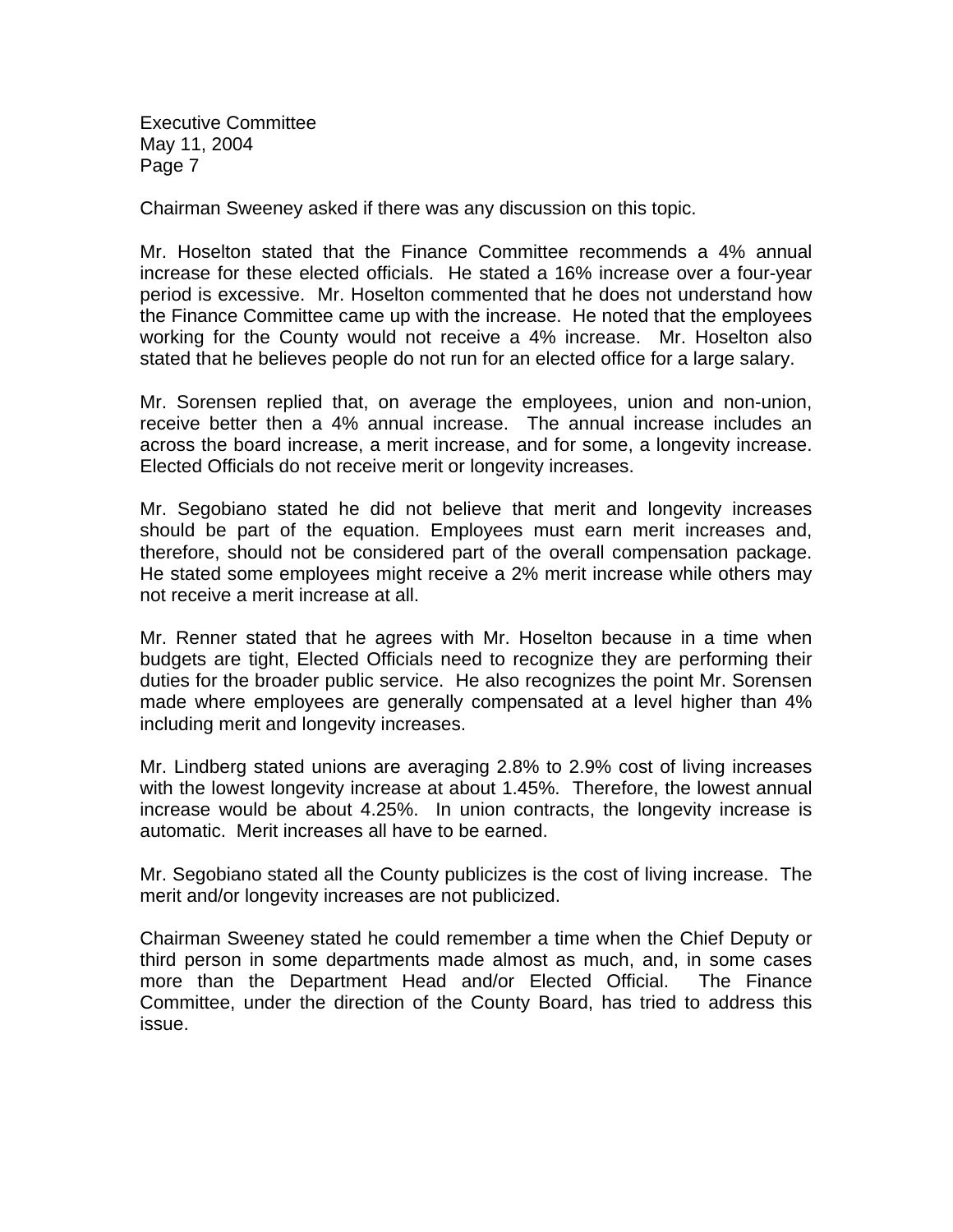Chairman Sweeney asked if there was any discussion on this topic.

Mr. Hoselton stated that the Finance Committee recommends a 4% annual increase for these elected officials. He stated a 16% increase over a four-year period is excessive. Mr. Hoselton commented that he does not understand how the Finance Committee came up with the increase. He noted that the employees working for the County would not receive a 4% increase. Mr. Hoselton also stated that he believes people do not run for an elected office for a large salary.

Mr. Sorensen replied that, on average the employees, union and non-union, receive better then a 4% annual increase. The annual increase includes an across the board increase, a merit increase, and for some, a longevity increase. Elected Officials do not receive merit or longevity increases.

Mr. Segobiano stated he did not believe that merit and longevity increases should be part of the equation. Employees must earn merit increases and, therefore, should not be considered part of the overall compensation package. He stated some employees might receive a 2% merit increase while others may not receive a merit increase at all.

Mr. Renner stated that he agrees with Mr. Hoselton because in a time when budgets are tight, Elected Officials need to recognize they are performing their duties for the broader public service. He also recognizes the point Mr. Sorensen made where employees are generally compensated at a level higher than 4% including merit and longevity increases.

Mr. Lindberg stated unions are averaging 2.8% to 2.9% cost of living increases with the lowest longevity increase at about 1.45%. Therefore, the lowest annual increase would be about 4.25%. In union contracts, the longevity increase is automatic. Merit increases all have to be earned.

Mr. Segobiano stated all the County publicizes is the cost of living increase. The merit and/or longevity increases are not publicized.

Chairman Sweeney stated he could remember a time when the Chief Deputy or third person in some departments made almost as much, and, in some cases more than the Department Head and/or Elected Official. The Finance Committee, under the direction of the County Board, has tried to address this issue.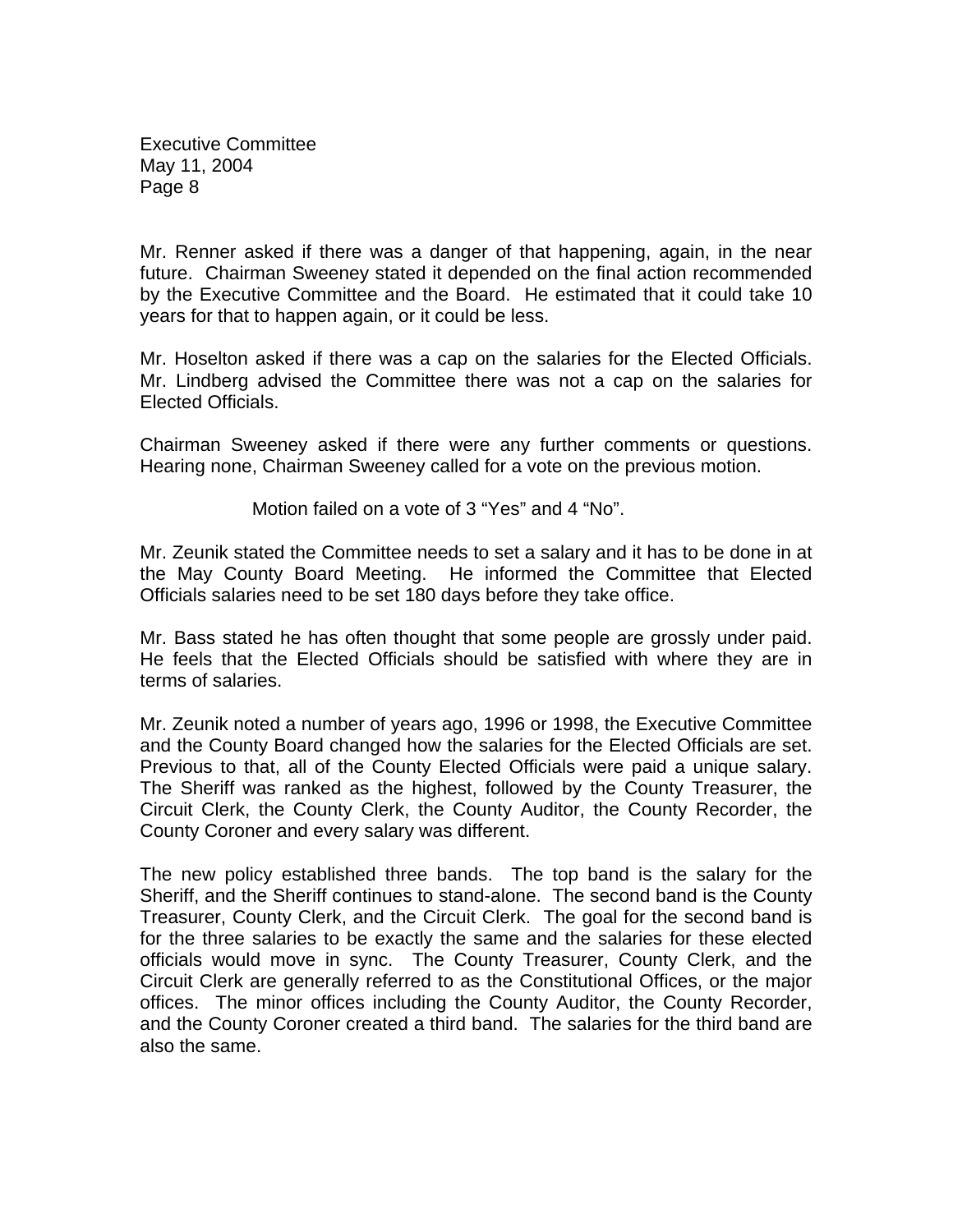Mr. Renner asked if there was a danger of that happening, again, in the near future. Chairman Sweeney stated it depended on the final action recommended by the Executive Committee and the Board. He estimated that it could take 10 years for that to happen again, or it could be less.

Mr. Hoselton asked if there was a cap on the salaries for the Elected Officials. Mr. Lindberg advised the Committee there was not a cap on the salaries for Elected Officials.

Chairman Sweeney asked if there were any further comments or questions. Hearing none, Chairman Sweeney called for a vote on the previous motion.

Motion failed on a vote of 3 "Yes" and 4 "No".

Mr. Zeunik stated the Committee needs to set a salary and it has to be done in at the May County Board Meeting. He informed the Committee that Elected Officials salaries need to be set 180 days before they take office.

Mr. Bass stated he has often thought that some people are grossly under paid. He feels that the Elected Officials should be satisfied with where they are in terms of salaries.

Mr. Zeunik noted a number of years ago, 1996 or 1998, the Executive Committee and the County Board changed how the salaries for the Elected Officials are set. Previous to that, all of the County Elected Officials were paid a unique salary. The Sheriff was ranked as the highest, followed by the County Treasurer, the Circuit Clerk, the County Clerk, the County Auditor, the County Recorder, the County Coroner and every salary was different.

The new policy established three bands. The top band is the salary for the Sheriff, and the Sheriff continues to stand-alone. The second band is the County Treasurer, County Clerk, and the Circuit Clerk. The goal for the second band is for the three salaries to be exactly the same and the salaries for these elected officials would move in sync. The County Treasurer, County Clerk, and the Circuit Clerk are generally referred to as the Constitutional Offices, or the major offices. The minor offices including the County Auditor, the County Recorder, and the County Coroner created a third band. The salaries for the third band are also the same.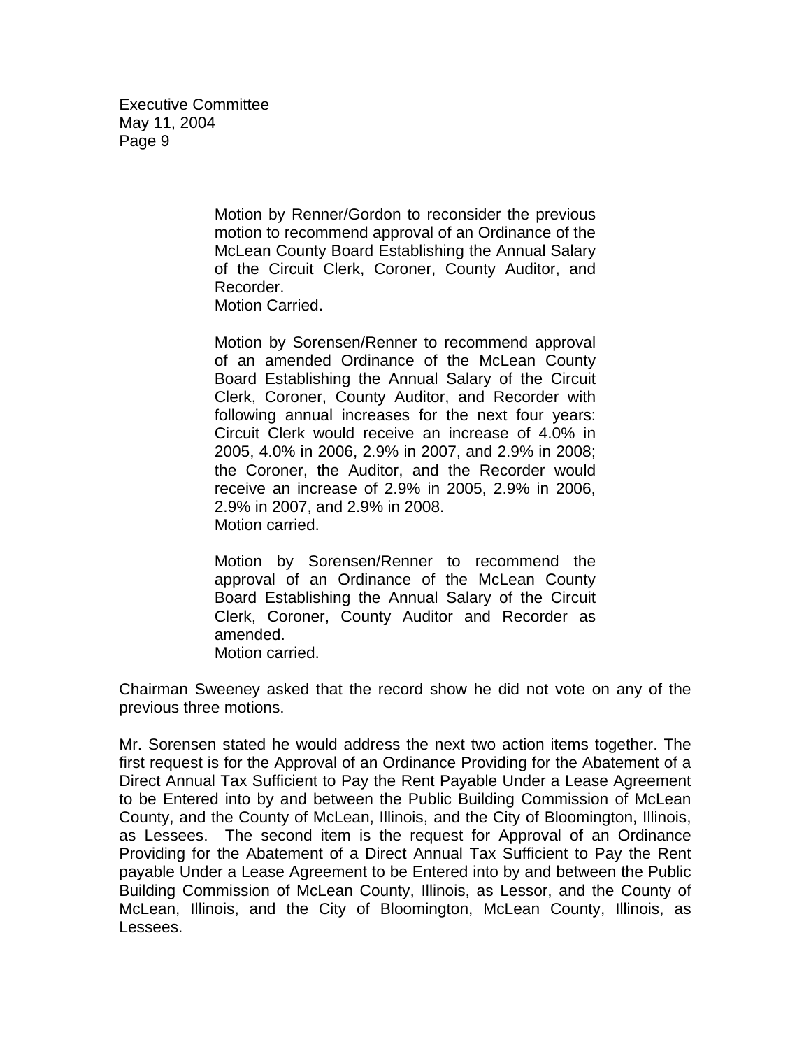Motion by Renner/Gordon to reconsider the previous motion to recommend approval of an Ordinance of the McLean County Board Establishing the Annual Salary of the Circuit Clerk, Coroner, County Auditor, and Recorder.
Motion Carried.

Motion by Sorensen/Renner to recommend approval of an amended Ordinance of the McLean County Board Establishing the Annual Salary of the Circuit Clerk, Coroner, County Auditor, and Recorder with following annual increases for the next four years: Circuit Clerk would receive an increase of 4.0% in 2005, 4.0% in 2006, 2.9% in 2007, and 2.9% in 2008; the Coroner, the Auditor, and the Recorder would receive an increase of 2.9% in 2005, 2.9% in 2006, 2.9% in 2007, and 2.9% in 2008.
Motion carried.

Motion by Sorensen/Renner to recommend the approval of an Ordinance of the McLean County Board Establishing the Annual Salary of the Circuit Clerk, Coroner, County Auditor and Recorder as amended.
Motion carried.

Chairman Sweeney asked that the record show he did not vote on any of the previous three motions.

Mr. Sorensen stated he would address the next two action items together. The first request is for the Approval of an Ordinance Providing for the Abatement of a Direct Annual Tax Sufficient to Pay the Rent Payable Under a Lease Agreement to be Entered into by and between the Public Building Commission of McLean County, and the County of McLean, Illinois, and the City of Bloomington, Illinois, as Lessees. The second item is the request for Approval of an Ordinance Providing for the Abatement of a Direct Annual Tax Sufficient to Pay the Rent payable Under a Lease Agreement to be Entered into by and between the Public Building Commission of McLean County, Illinois, as Lessor, and the County of McLean, Illinois, and the City of Bloomington, McLean County, Illinois, as Lessees.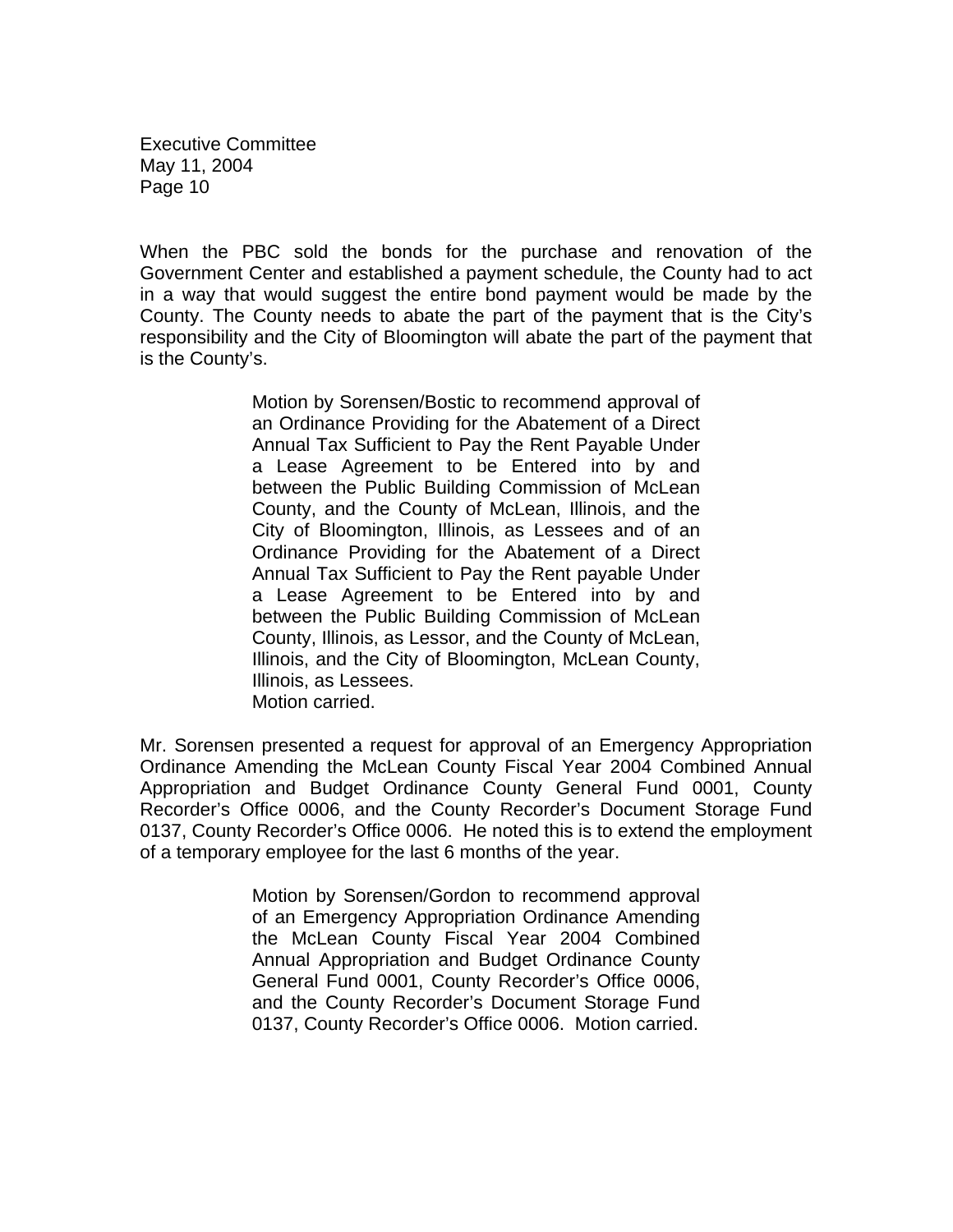When the PBC sold the bonds for the purchase and renovation of the Government Center and established a payment schedule, the County had to act in a way that would suggest the entire bond payment would be made by the County. The County needs to abate the part of the payment that is the City's responsibility and the City of Bloomington will abate the part of the payment that is the County's.

> Motion by Sorensen/Bostic to recommend approval of an Ordinance Providing for the Abatement of a Direct Annual Tax Sufficient to Pay the Rent Payable Under a Lease Agreement to be Entered into by and between the Public Building Commission of McLean County, and the County of McLean, Illinois, and the City of Bloomington, Illinois, as Lessees and of an Ordinance Providing for the Abatement of a Direct Annual Tax Sufficient to Pay the Rent payable Under a Lease Agreement to be Entered into by and between the Public Building Commission of McLean County, Illinois, as Lessor, and the County of McLean, Illinois, and the City of Bloomington, McLean County, Illinois, as Lessees.
> Motion carried.

Mr. Sorensen presented a request for approval of an Emergency Appropriation Ordinance Amending the McLean County Fiscal Year 2004 Combined Annual Appropriation and Budget Ordinance County General Fund 0001, County Recorder's Office 0006, and the County Recorder's Document Storage Fund 0137, County Recorder's Office 0006. He noted this is to extend the employment of a temporary employee for the last 6 months of the year.

> Motion by Sorensen/Gordon to recommend approval of an Emergency Appropriation Ordinance Amending the McLean County Fiscal Year 2004 Combined Annual Appropriation and Budget Ordinance County General Fund 0001, County Recorder's Office 0006, and the County Recorder's Document Storage Fund 0137, County Recorder's Office 0006. Motion carried.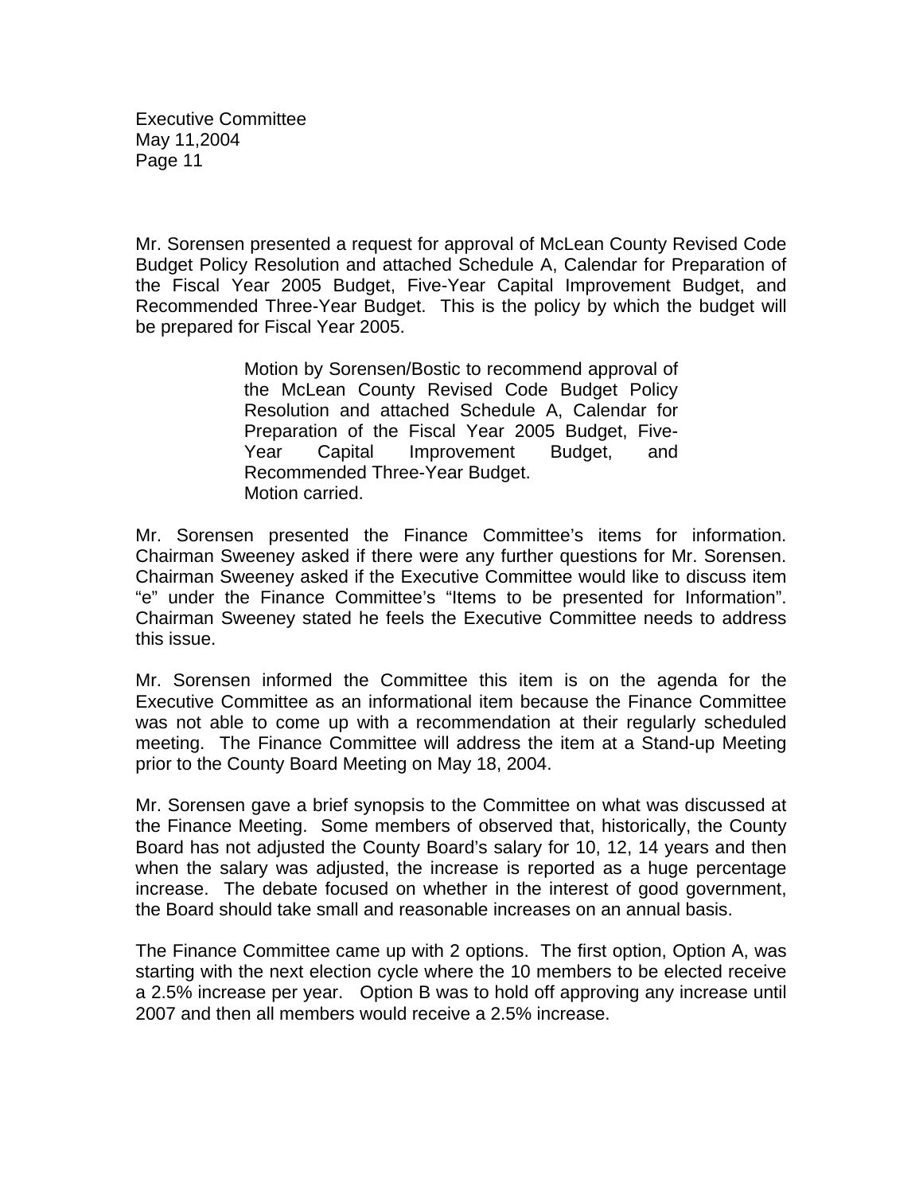Mr. Sorensen presented a request for approval of McLean County Revised Code Budget Policy Resolution and attached Schedule A, Calendar for Preparation of the Fiscal Year 2005 Budget, Five-Year Capital Improvement Budget, and Recommended Three-Year Budget. This is the policy by which the budget will be prepared for Fiscal Year 2005.

> Motion by Sorensen/Bostic to recommend approval of the McLean County Revised Code Budget Policy Resolution and attached Schedule A, Calendar for Preparation of the Fiscal Year 2005 Budget, Five-Year Capital Improvement Budget, and Recommended Three-Year Budget.
> Motion carried.

Mr. Sorensen presented the Finance Committee's items for information. Chairman Sweeney asked if there were any further questions for Mr. Sorensen. Chairman Sweeney asked if the Executive Committee would like to discuss item "e" under the Finance Committee's "Items to be presented for Information". Chairman Sweeney stated he feels the Executive Committee needs to address this issue.

Mr. Sorensen informed the Committee this item is on the agenda for the Executive Committee as an informational item because the Finance Committee was not able to come up with a recommendation at their regularly scheduled meeting. The Finance Committee will address the item at a Stand-up Meeting prior to the County Board Meeting on May 18, 2004.

Mr. Sorensen gave a brief synopsis to the Committee on what was discussed at the Finance Meeting. Some members of observed that, historically, the County Board has not adjusted the County Board's salary for 10, 12, 14 years and then when the salary was adjusted, the increase is reported as a huge percentage increase. The debate focused on whether in the interest of good government, the Board should take small and reasonable increases on an annual basis.

The Finance Committee came up with 2 options. The first option, Option A, was starting with the next election cycle where the 10 members to be elected receive a 2.5% increase per year. Option B was to hold off approving any increase until 2007 and then all members would receive a 2.5% increase.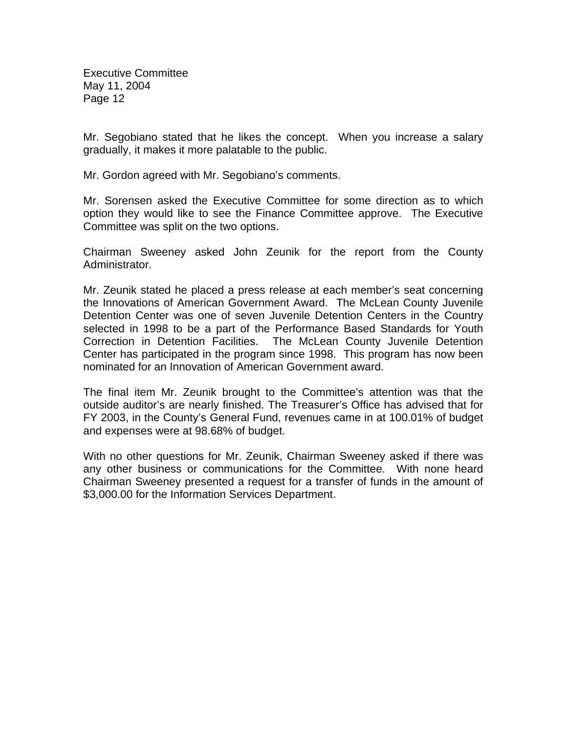Mr. Segobiano stated that he likes the concept. When you increase a salary gradually, it makes it more palatable to the public.

Mr. Gordon agreed with Mr. Segobiano's comments.

Mr. Sorensen asked the Executive Committee for some direction as to which option they would like to see the Finance Committee approve. The Executive Committee was split on the two options.

Chairman Sweeney asked John Zeunik for the report from the County Administrator.

Mr. Zeunik stated he placed a press release at each member's seat concerning the Innovations of American Government Award. The McLean County Juvenile Detention Center was one of seven Juvenile Detention Centers in the Country selected in 1998 to be a part of the Performance Based Standards for Youth Correction in Detention Facilities. The McLean County Juvenile Detention Center has participated in the program since 1998. This program has now been nominated for an Innovation of American Government award.

The final item Mr. Zeunik brought to the Committee's attention was that the outside auditor's are nearly finished. The Treasurer's Office has advised that for FY 2003, in the County's General Fund, revenues came in at 100.01% of budget and expenses were at 98.68% of budget.

With no other questions for Mr. Zeunik, Chairman Sweeney asked if there was any other business or communications for the Committee. With none heard Chairman Sweeney presented a request for a transfer of funds in the amount of $3,000.00 for the Information Services Department.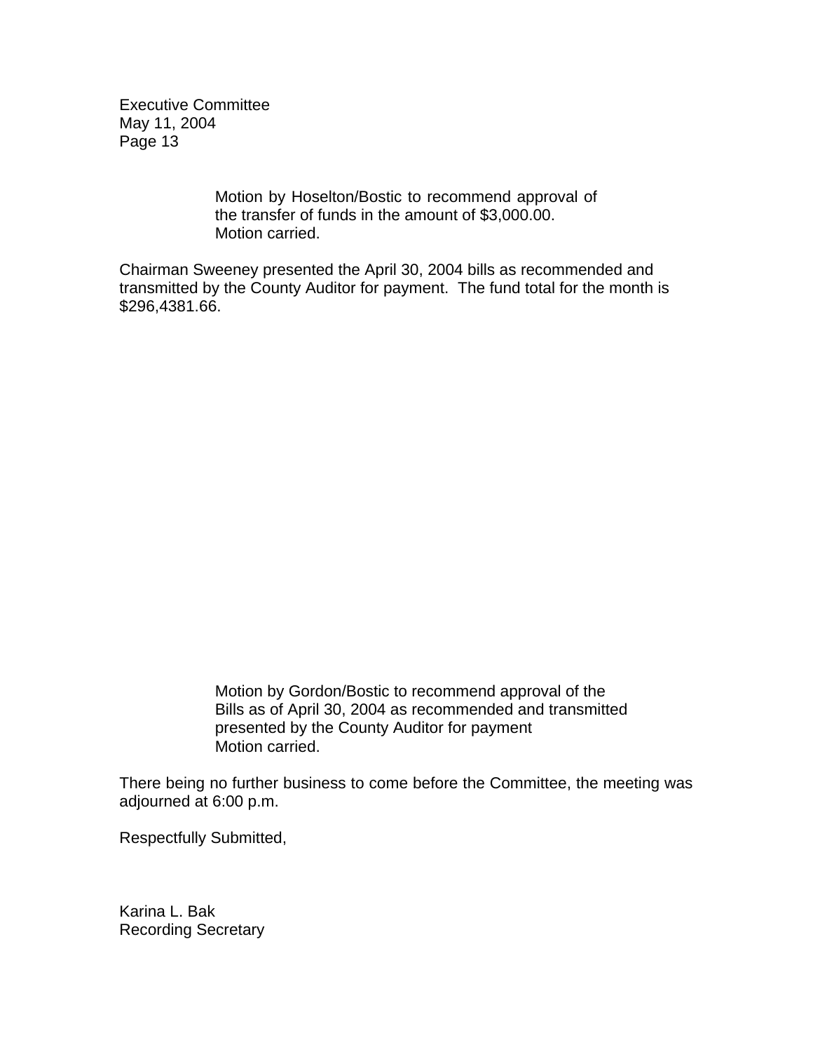Motion by Hoselton/Bostic to recommend approval of the transfer of funds in the amount of $3,000.00.
Motion carried.

Chairman Sweeney presented the April 30, 2004 bills as recommended and transmitted by the County Auditor for payment. The fund total for the month is $296,4381.66.

Motion by Gordon/Bostic to recommend approval of the Bills as of April 30, 2004 as recommended and transmitted presented by the County Auditor for payment
Motion carried.

There being no further business to come before the Committee, the meeting was adjourned at 6:00 p.m.

Respectfully Submitted,

Karina L. Bak
Recording Secretary